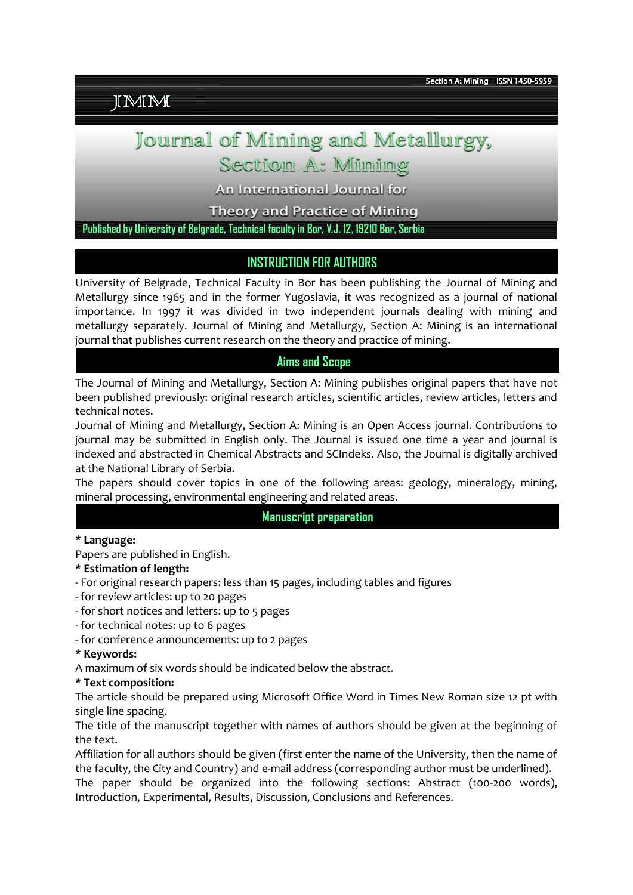Section A: Mining ISSN 1450-5959

JMM

# Journal of Mining and Metallurgy, Section A: Mining

An International Journal for

Theory and Practice of Mining

Published by University of Belgrade, Technical faculty in Bor, V.J. 12, 19210 Bor, Serbia

## INSTRUCTION FOR AUTHORS

University of Belgrade, Technical Faculty in Bor has been publishing the Journal of Mining and Metallurgy since 1965 and in the former Yugoslavia, it was recognized as a journal of national importance. In 1997 it was divided in two independent journals dealing with mining and metallurgy separately. Journal of Mining and Metallurgy, Section A: Mining is an international journal that publishes current research on the theory and practice of mining.

## Aims and Scope

The Journal of Mining and Metallurgy, Section A: Mining publishes original papers that have not been published previously: original research articles, scientific articles, review articles, letters and technical notes.

Journal of Mining and Metallurgy, Section A: Mining is an Open Access journal. Contributions to journal may be submitted in English only. The Journal is issued one time a year and journal is indexed and abstracted in Chemical Abstracts and SCIndeks. Also, the Journal is digitally archived at the National Library of Serbia.

The papers should cover topics in one of the following areas: geology, mineralogy, mining, mineral processing, environmental engineering and related areas.

## Manuscript preparation

**\* Language:**

Papers are published in English.

**\* Estimation of length:**

- For original research papers: less than 15 pages, including tables and figures
- for review articles: up to 20 pages
- for short notices and letters: up to 5 pages
- for technical notes: up to 6 pages
- for conference announcements: up to 2 pages

**\* Keywords:**

A maximum of six words should be indicated below the abstract.

**\* Text composition:**

The article should be prepared using Microsoft Office Word in Times New Roman size 12 pt with single line spacing.

The title of the manuscript together with names of authors should be given at the beginning of the text.

Affiliation for all authors should be given (first enter the name of the University, then the name of the faculty, the City and Country) and e-mail address (corresponding author must be underlined).

The paper should be organized into the following sections: Abstract (100-200 words), Introduction, Experimental, Results, Discussion, Conclusions and References.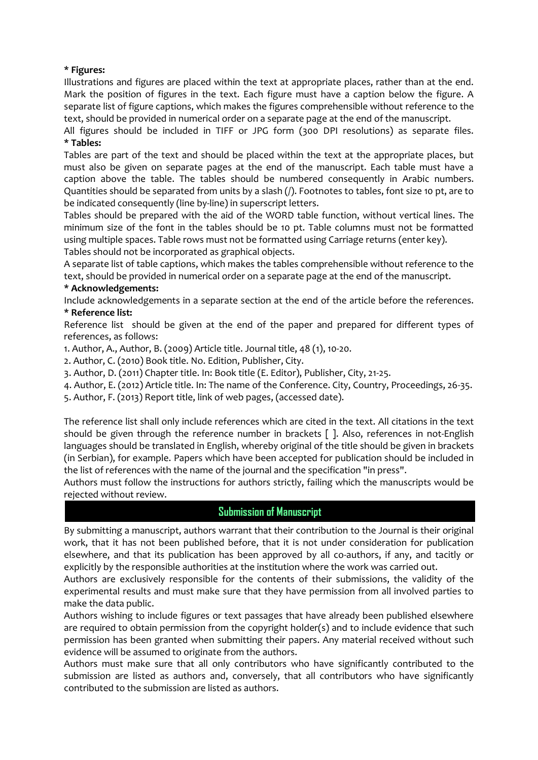**\* Figures:**

Illustrations and figures are placed within the text at appropriate places, rather than at the end. Mark the position of figures in the text. Each figure must have a caption below the figure. A separate list of figure captions, which makes the figures comprehensible without reference to the text, should be provided in numerical order on a separate page at the end of the manuscript.

All figures should be included in TIFF or JPG form (300 DPI resolutions) as separate files.

**\* Tables:**

Tables are part of the text and should be placed within the text at the appropriate places, but must also be given on separate pages at the end of the manuscript. Each table must have a caption above the table. The tables should be numbered consequently in Arabic numbers. Quantities should be separated from units by a slash (/). Footnotes to tables, font size 10 pt, are to be indicated consequently (line by-line) in superscript letters.

Tables should be prepared with the aid of the WORD table function, without vertical lines. The minimum size of the font in the tables should be 10 pt. Table columns must not be formatted using multiple spaces. Table rows must not be formatted using Carriage returns (enter key).

Tables should not be incorporated as graphical objects.

A separate list of table captions, which makes the tables comprehensible without reference to the text, should be provided in numerical order on a separate page at the end of the manuscript.

**\* Acknowledgements:**

Include acknowledgements in a separate section at the end of the article before the references.

**\* Reference list:**

Reference list should be given at the end of the paper and prepared for different types of references, as follows:

1. Author, A., Author, B. (2009) Article title. Journal title, 48 (1), 10-20.
2. Author, C. (2010) Book title. No. Edition, Publisher, City.
3. Author, D. (2011) Chapter title. In: Book title (E. Editor), Publisher, City, 21-25.
4. Author, E. (2012) Article title. In: The name of the Conference. City, Country, Proceedings, 26-35.
5. Author, F. (2013) Report title, link of web pages, (accessed date).

The reference list shall only include references which are cited in the text. All citations in the text should be given through the reference number in brackets [ ]. Also, references in not-English languages should be translated in English, whereby original of the title should be given in brackets (in Serbian), for example. Papers which have been accepted for publication should be included in the list of references with the name of the journal and the specification "in press".

Authors must follow the instructions for authors strictly, failing which the manuscripts would be rejected without review.

## Submission of Manuscript

By submitting a manuscript, authors warrant that their contribution to the Journal is their original work, that it has not been published before, that it is not under consideration for publication elsewhere, and that its publication has been approved by all co-authors, if any, and tacitly or explicitly by the responsible authorities at the institution where the work was carried out.

Authors are exclusively responsible for the contents of their submissions, the validity of the experimental results and must make sure that they have permission from all involved parties to make the data public.

Authors wishing to include figures or text passages that have already been published elsewhere are required to obtain permission from the copyright holder(s) and to include evidence that such permission has been granted when submitting their papers. Any material received without such evidence will be assumed to originate from the authors.

Authors must make sure that all only contributors who have significantly contributed to the submission are listed as authors and, conversely, that all contributors who have significantly contributed to the submission are listed as authors.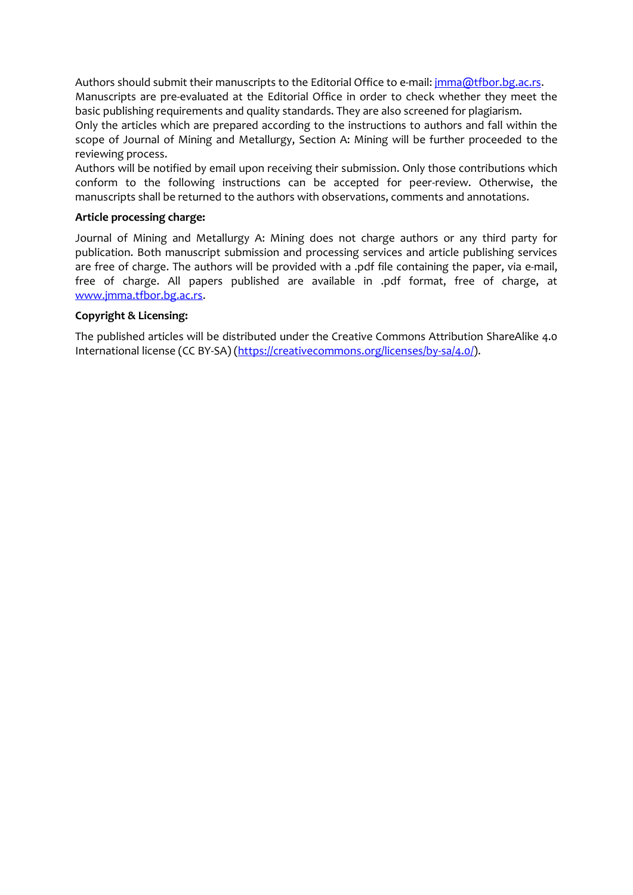Authors should submit their manuscripts to the Editorial Office to e-mail: jmma@tfbor.bg.ac.rs.
Manuscripts are pre-evaluated at the Editorial Office in order to check whether they meet the basic publishing requirements and quality standards. They are also screened for plagiarism.
Only the articles which are prepared according to the instructions to authors and fall within the scope of Journal of Mining and Metallurgy, Section A: Mining will be further proceeded to the reviewing process.
Authors will be notified by email upon receiving their submission. Only those contributions which conform to the following instructions can be accepted for peer-review. Otherwise, the manuscripts shall be returned to the authors with observations, comments and annotations.

**Article processing charge:**

Journal of Mining and Metallurgy A: Mining does not charge authors or any third party for publication. Both manuscript submission and processing services and article publishing services are free of charge. The authors will be provided with a .pdf file containing the paper, via e-mail, free of charge. All papers published are available in .pdf format, free of charge, at www.jmma.tfbor.bg.ac.rs.

**Copyright & Licensing:**

The published articles will be distributed under the Creative Commons Attribution ShareAlike 4.0 International license (CC BY-SA) (https://creativecommons.org/licenses/by-sa/4.0/).